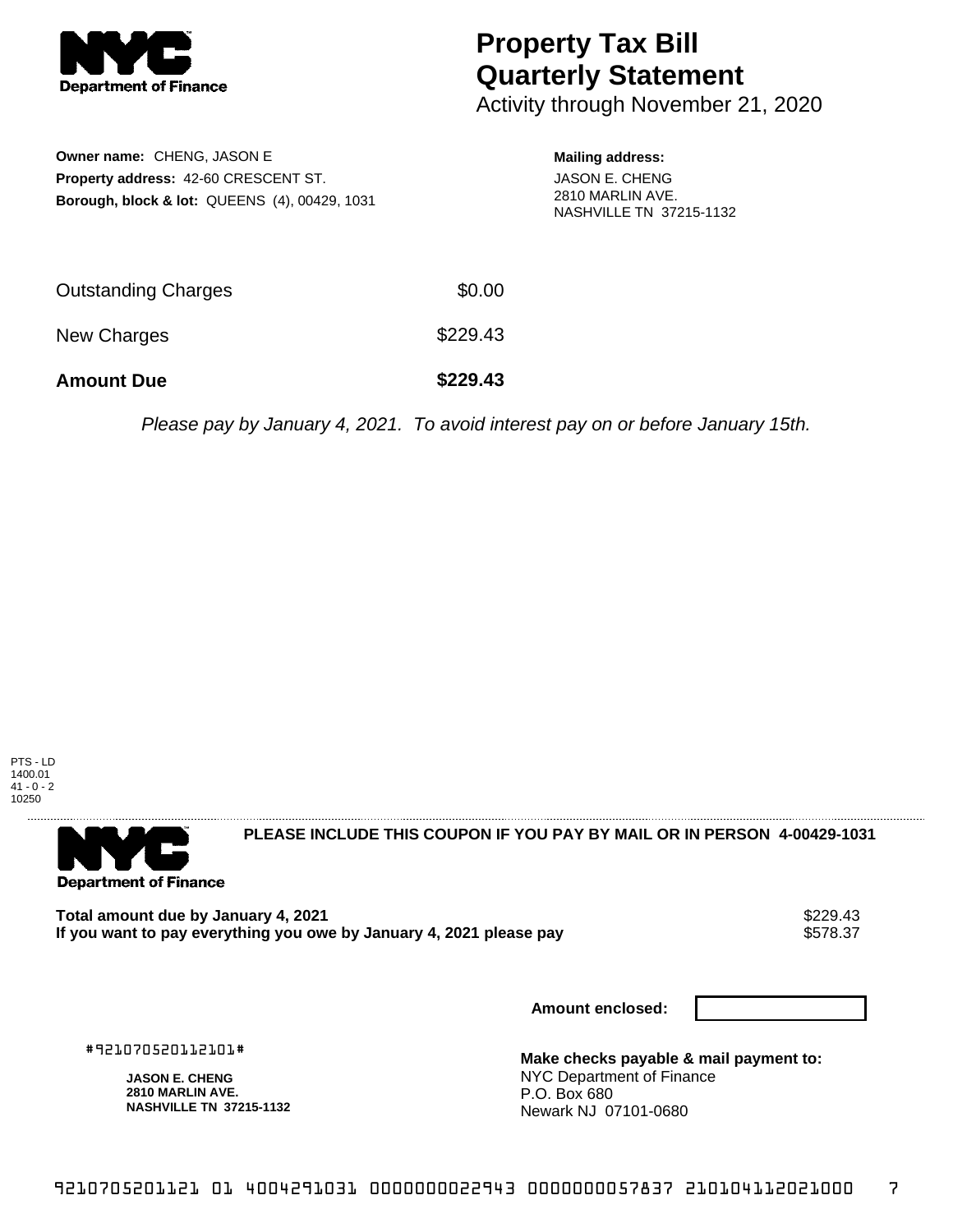**NYC Department of Finance**

# Property Tax Bill Quarterly Statement

Activity through November 21, 2020

**Owner name:** CHENG, JASON E
**Property address:** 42-60 CRESCENT ST.
**Borough, block & lot:** QUEENS (4), 00429, 1031

**Mailing address:**
JASON E. CHENG
2810 MARLIN AVE.
NASHVILLE TN 37215-1132

| | |
|---|---|
| Outstanding Charges | $0.00 |
| New Charges | $229.43 |
| **Amount Due** | **$229.43** |

*Please pay by January 4, 2021. To avoid interest pay on or before January 15th.*

PTS - LD
1400.01
41 - 0 - 2
10250

---

**NYC Department of Finance**

**PLEASE INCLUDE THIS COUPON IF YOU PAY BY MAIL OR IN PERSON 4-00429-1031**

| | |
|---|---|
| **Total amount due by January 4, 2021** | $229.43 |
| **If you want to pay everything you owe by January 4, 2021 please pay** | $578.37 |

**Amount enclosed:**

#921070520112101#

**JASON E. CHENG**
**2810 MARLIN AVE.**
**NASHVILLE TN 37215-1132**

**Make checks payable & mail payment to:**
NYC Department of Finance
P.O. Box 680
Newark NJ 07101-0680

9210705201121 01 4004291031 0000000022943 0000000057837 210104112021000 7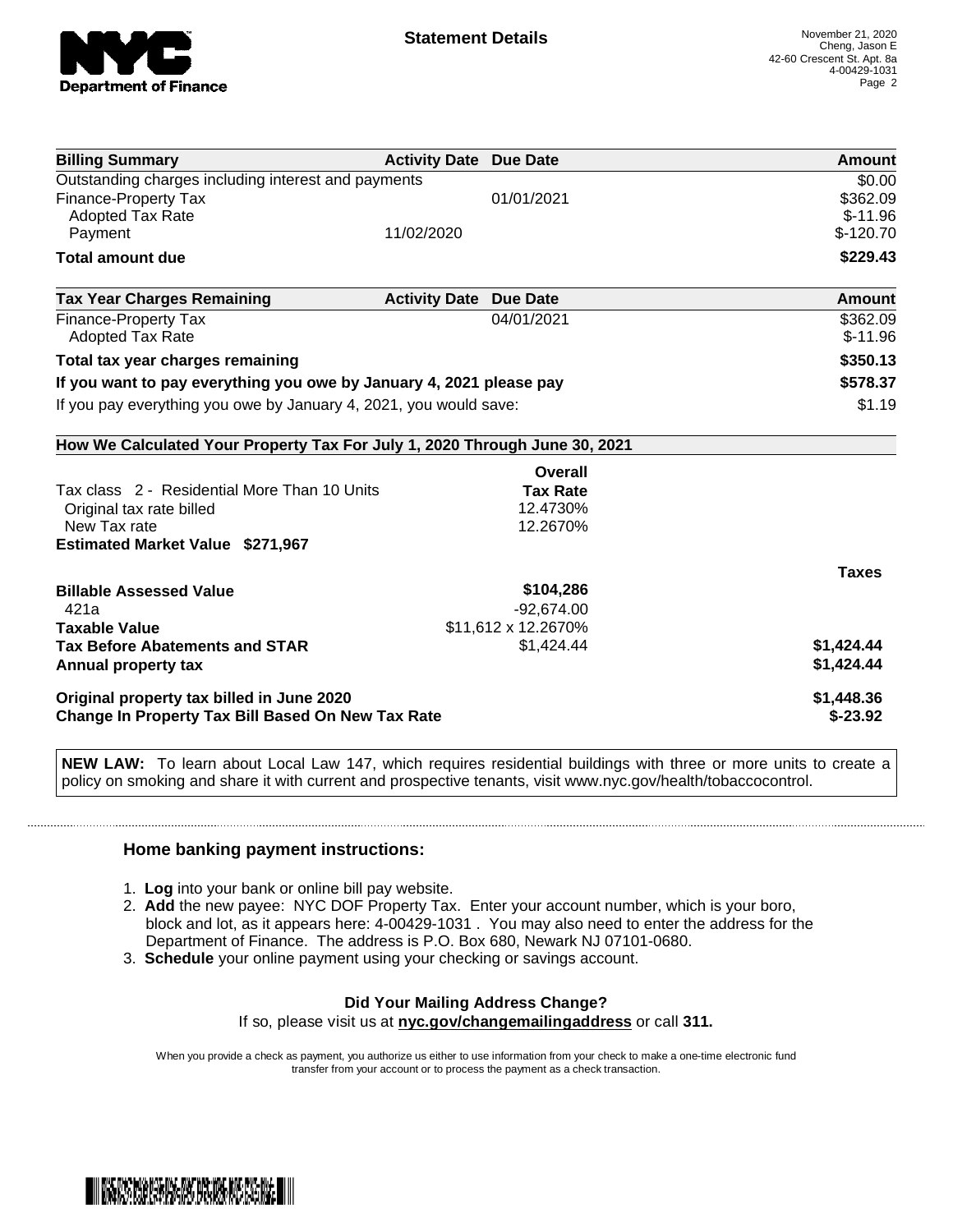**Department of Finance**

## Statement Details

November 21, 2020
Cheng, Jason E
42-60 Crescent St. Apt. 8a
4-00429-1031

| Billing Summary | Activity Date | Due Date | Amount |
|---|---|---|---|
| Outstanding charges including interest and payments | | | $0.00 |
| Finance-Property Tax | | 01/01/2021 | $362.09 |
| Adopted Tax Rate | | | $-11.96 |
| Payment | 11/02/2020 | | $-120.70 |
| **Total amount due** | | | **$229.43** |

| Tax Year Charges Remaining | Activity Date | Due Date | Amount |
|---|---|---|---|
| Finance-Property Tax | | 04/01/2021 | $362.09 |
| Adopted Tax Rate | | | $-11.96 |
| **Total tax year charges remaining** | | | **$350.13** |
| **If you want to pay everything you owe by January 4, 2021 please pay** | | | **$578.37** |
| If you pay everything you owe by January 4, 2021, you would save: | | | $1.19 |

### How We Calculated Your Property Tax For July 1, 2020 Through June 30, 2021

| | Overall Tax Rate | |
|---|---|---|
| Tax class 2 - Residential More Than 10 Units | | |
| Original tax rate billed | 12.4730% | |
| New Tax rate | 12.2670% | |
| **Estimated Market Value $271,967** | | |
| | | **Taxes** |
| **Billable Assessed Value** | **$104,286** | |
| 421a | -92,674.00 | |
| **Taxable Value** | $11,612 x 12.2670% | |
| **Tax Before Abatements and STAR** | $1,424.44 | **$1,424.44** |
| **Annual property tax** | | **$1,424.44** |
| **Original property tax billed in June 2020** | | **$1,448.36** |
| **Change In Property Tax Bill Based On New Tax Rate** | | **$-23.92** |

**NEW LAW:** To learn about Local Law 147, which requires residential buildings with three or more units to create a policy on smoking and share it with current and prospective tenants, visit www.nyc.gov/health/tobaccocontrol.

### Home banking payment instructions:

1. **Log** into your bank or online bill pay website.
2. **Add** the new payee: NYC DOF Property Tax. Enter your account number, which is your boro, block and lot, as it appears here: 4-00429-1031 . You may also need to enter the address for the Department of Finance. The address is P.O. Box 680, Newark NJ 07101-0680.
3. **Schedule** your online payment using your checking or savings account.

**Did Your Mailing Address Change?**
If so, please visit us at **nyc.gov/changemailingaddress** or call **311.**

When you provide a check as payment, you authorize us either to use information from your check to make a one-time electronic fund transfer from your account or to process the payment as a check transaction.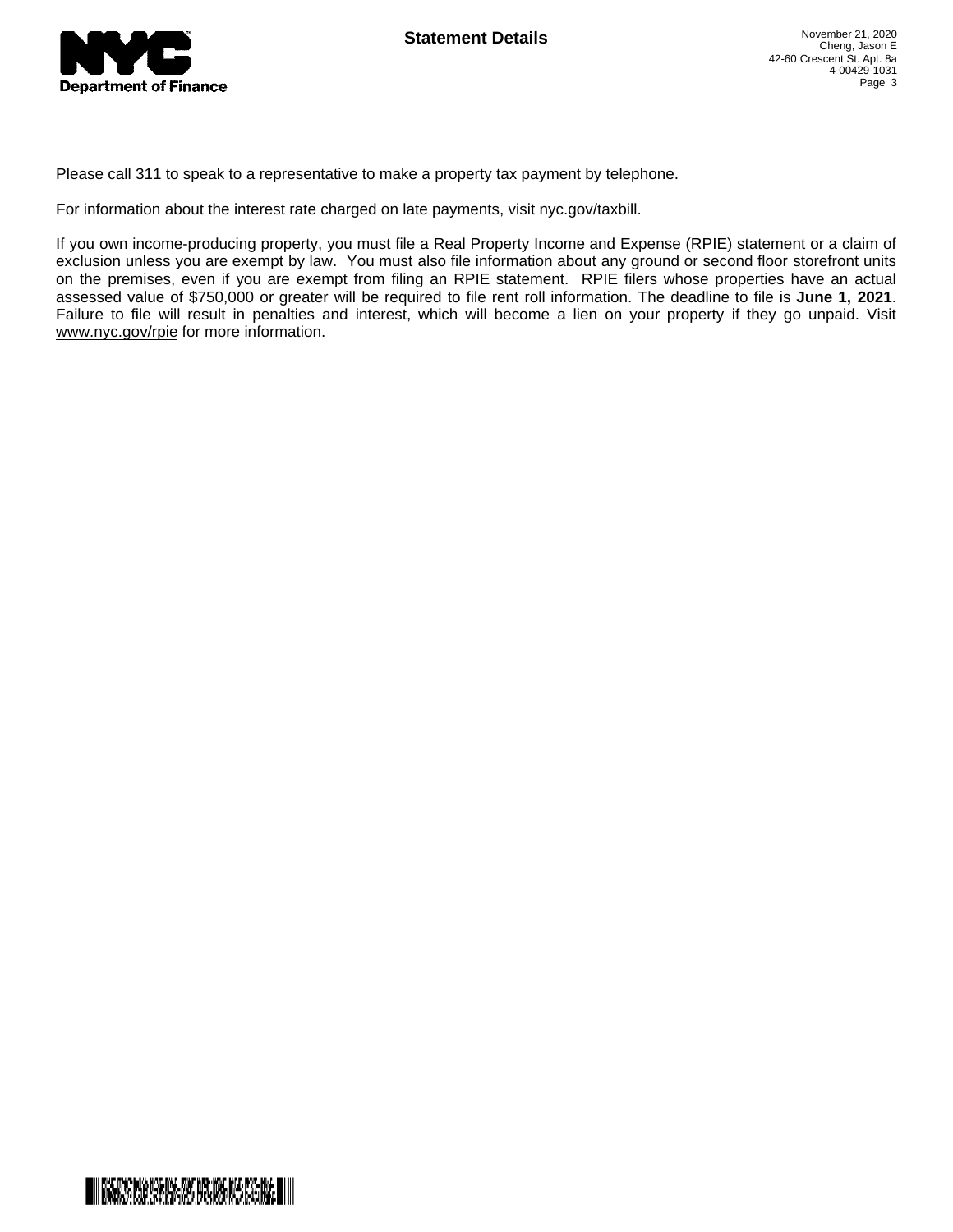Please call 311 to speak to a representative to make a property tax payment by telephone.

For information about the interest rate charged on late payments, visit nyc.gov/taxbill.

If you own income-producing property, you must file a Real Property Income and Expense (RPIE) statement or a claim of exclusion unless you are exempt by law. You must also file information about any ground or second floor storefront units on the premises, even if you are exempt from filing an RPIE statement. RPIE filers whose properties have an actual assessed value of $750,000 or greater will be required to file rent roll information. The deadline to file is **June 1, 2021**. Failure to file will result in penalties and interest, which will become a lien on your property if they go unpaid. Visit www.nyc.gov/rpie for more information.